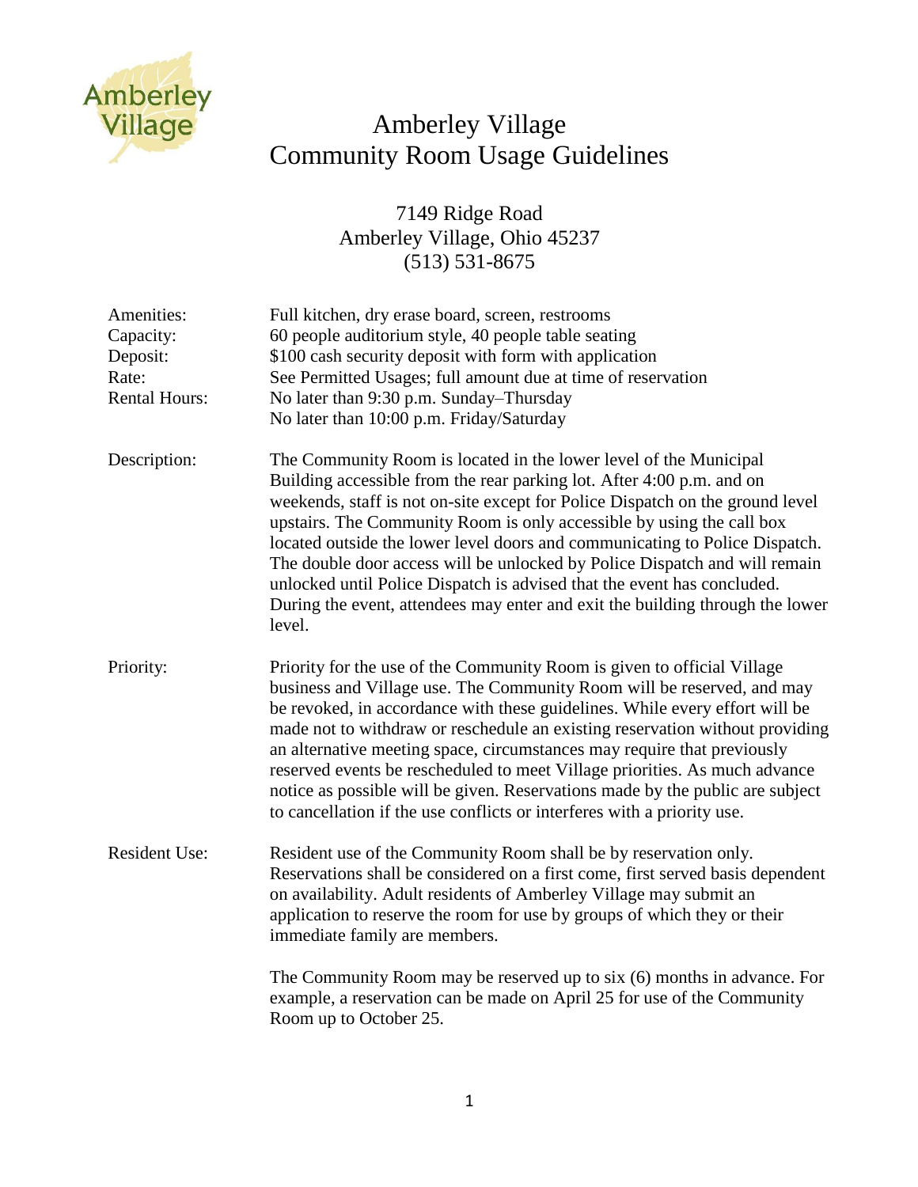# Amberley Village
# Community Room Usage Guidelines

7149 Ridge Road
Amberley Village, Ohio 45237
(513) 531-8675

| | |
|---|---|
| Amenities: | Full kitchen, dry erase board, screen, restrooms |
| Capacity: | 60 people auditorium style, 40 people table seating |
| Deposit: | $100 cash security deposit with form with application |
| Rate: | See Permitted Usages; full amount due at time of reservation |
| Rental Hours: | No later than 9:30 p.m. Sunday–Thursday<br>No later than 10:00 p.m. Friday/Saturday |

**Description:** The Community Room is located in the lower level of the Municipal Building accessible from the rear parking lot. After 4:00 p.m. and on weekends, staff is not on-site except for Police Dispatch on the ground level upstairs. The Community Room is only accessible by using the call box located outside the lower level doors and communicating to Police Dispatch. The double door access will be unlocked by Police Dispatch and will remain unlocked until Police Dispatch is advised that the event has concluded. During the event, attendees may enter and exit the building through the lower level.

**Priority:** Priority for the use of the Community Room is given to official Village business and Village use. The Community Room will be reserved, and may be revoked, in accordance with these guidelines. While every effort will be made not to withdraw or reschedule an existing reservation without providing an alternative meeting space, circumstances may require that previously reserved events be rescheduled to meet Village priorities. As much advance notice as possible will be given. Reservations made by the public are subject to cancellation if the use conflicts or interferes with a priority use.

**Resident Use:** Resident use of the Community Room shall be by reservation only. Reservations shall be considered on a first come, first served basis dependent on availability. Adult residents of Amberley Village may submit an application to reserve the room for use by groups of which they or their immediate family are members.

The Community Room may be reserved up to six (6) months in advance. For example, a reservation can be made on April 25 for use of the Community Room up to October 25.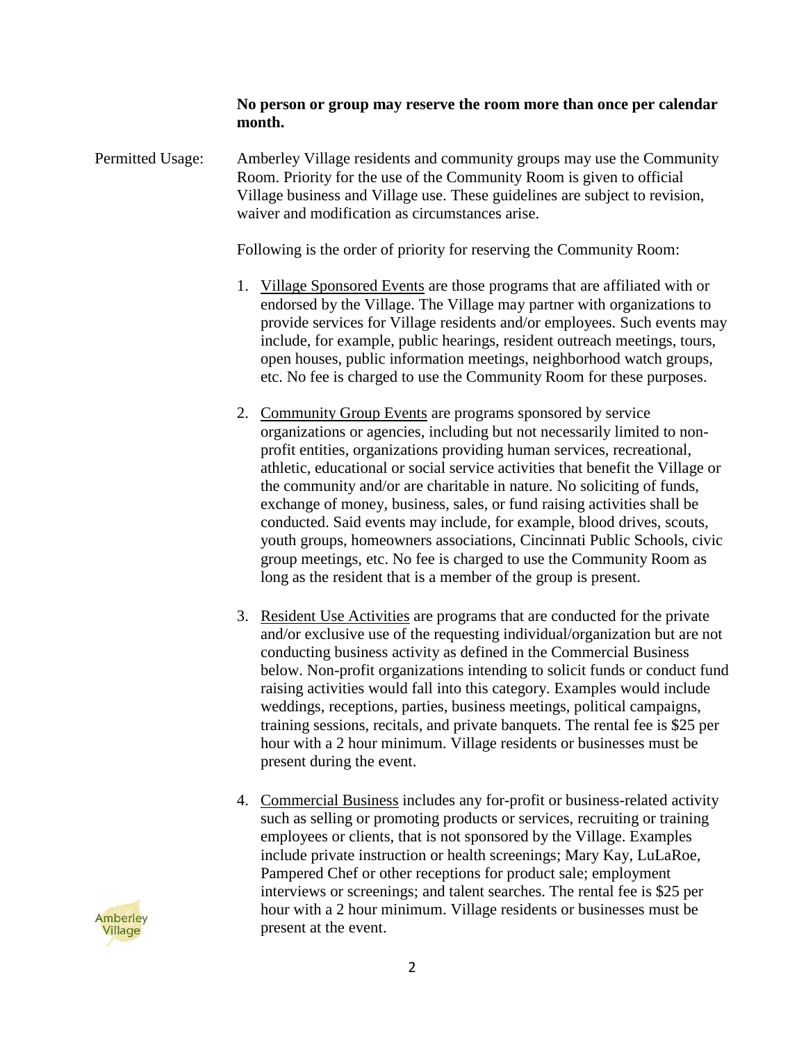**No person or group may reserve the room more than once per calendar month.**

Permitted Usage: Amberley Village residents and community groups may use the Community Room. Priority for the use of the Community Room is given to official Village business and Village use. These guidelines are subject to revision, waiver and modification as circumstances arise.

Following is the order of priority for reserving the Community Room:

1. Village Sponsored Events are those programs that are affiliated with or endorsed by the Village. The Village may partner with organizations to provide services for Village residents and/or employees. Such events may include, for example, public hearings, resident outreach meetings, tours, open houses, public information meetings, neighborhood watch groups, etc. No fee is charged to use the Community Room for these purposes.

2. Community Group Events are programs sponsored by service organizations or agencies, including but not necessarily limited to non-profit entities, organizations providing human services, recreational, athletic, educational or social service activities that benefit the Village or the community and/or are charitable in nature. No soliciting of funds, exchange of money, business, sales, or fund raising activities shall be conducted. Said events may include, for example, blood drives, scouts, youth groups, homeowners associations, Cincinnati Public Schools, civic group meetings, etc. No fee is charged to use the Community Room as long as the resident that is a member of the group is present.

3. Resident Use Activities are programs that are conducted for the private and/or exclusive use of the requesting individual/organization but are not conducting business activity as defined in the Commercial Business below. Non-profit organizations intending to solicit funds or conduct fund raising activities would fall into this category. Examples would include weddings, receptions, parties, business meetings, political campaigns, training sessions, recitals, and private banquets. The rental fee is $25 per hour with a 2 hour minimum. Village residents or businesses must be present during the event.

4. Commercial Business includes any for-profit or business-related activity such as selling or promoting products or services, recruiting or training employees or clients, that is not sponsored by the Village. Examples include private instruction or health screenings; Mary Kay, LuLaRoe, Pampered Chef or other receptions for product sale; employment interviews or screenings; and talent searches. The rental fee is $25 per hour with a 2 hour minimum. Village residents or businesses must be present at the event.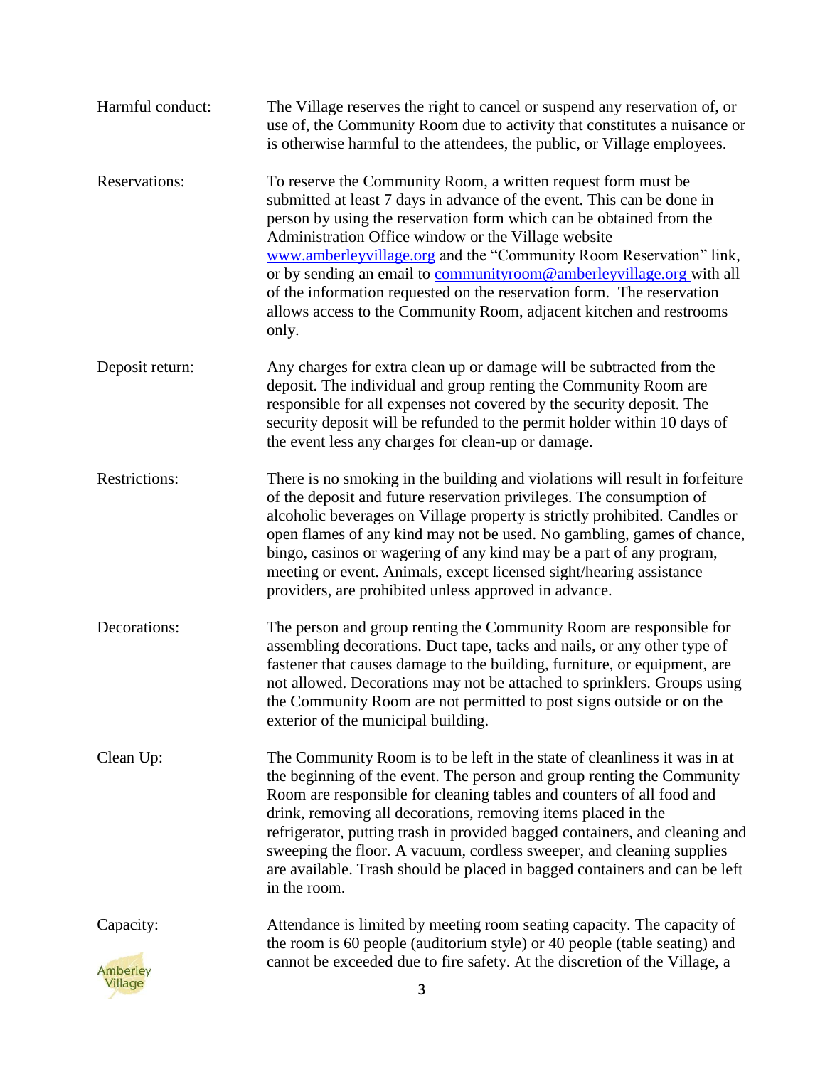**Harmful conduct:** The Village reserves the right to cancel or suspend any reservation of, or use of, the Community Room due to activity that constitutes a nuisance or is otherwise harmful to the attendees, the public, or Village employees.

**Reservations:** To reserve the Community Room, a written request form must be submitted at least 7 days in advance of the event. This can be done in person by using the reservation form which can be obtained from the Administration Office window or the Village website [www.amberleyvillage.org](http://www.amberleyvillage.org) and the "Community Room Reservation" link, or by sending an email to [communityroom@amberleyvillage.org](mailto:communityroom@amberleyvillage.org) with all of the information requested on the reservation form. The reservation allows access to the Community Room, adjacent kitchen and restrooms only.

**Deposit return:** Any charges for extra clean up or damage will be subtracted from the deposit. The individual and group renting the Community Room are responsible for all expenses not covered by the security deposit. The security deposit will be refunded to the permit holder within 10 days of the event less any charges for clean-up or damage.

**Restrictions:** There is no smoking in the building and violations will result in forfeiture of the deposit and future reservation privileges. The consumption of alcoholic beverages on Village property is strictly prohibited. Candles or open flames of any kind may not be used. No gambling, games of chance, bingo, casinos or wagering of any kind may be a part of any program, meeting or event. Animals, except licensed sight/hearing assistance providers, are prohibited unless approved in advance.

**Decorations:** The person and group renting the Community Room are responsible for assembling decorations. Duct tape, tacks and nails, or any other type of fastener that causes damage to the building, furniture, or equipment, are not allowed. Decorations may not be attached to sprinklers. Groups using the Community Room are not permitted to post signs outside or on the exterior of the municipal building.

**Clean Up:** The Community Room is to be left in the state of cleanliness it was in at the beginning of the event. The person and group renting the Community Room are responsible for cleaning tables and counters of all food and drink, removing all decorations, removing items placed in the refrigerator, putting trash in provided bagged containers, and cleaning and sweeping the floor. A vacuum, cordless sweeper, and cleaning supplies are available. Trash should be placed in bagged containers and can be left in the room.

**Capacity:** Attendance is limited by meeting room seating capacity. The capacity of the room is 60 people (auditorium style) or 40 people (table seating) and cannot be exceeded due to fire safety. At the discretion of the Village, a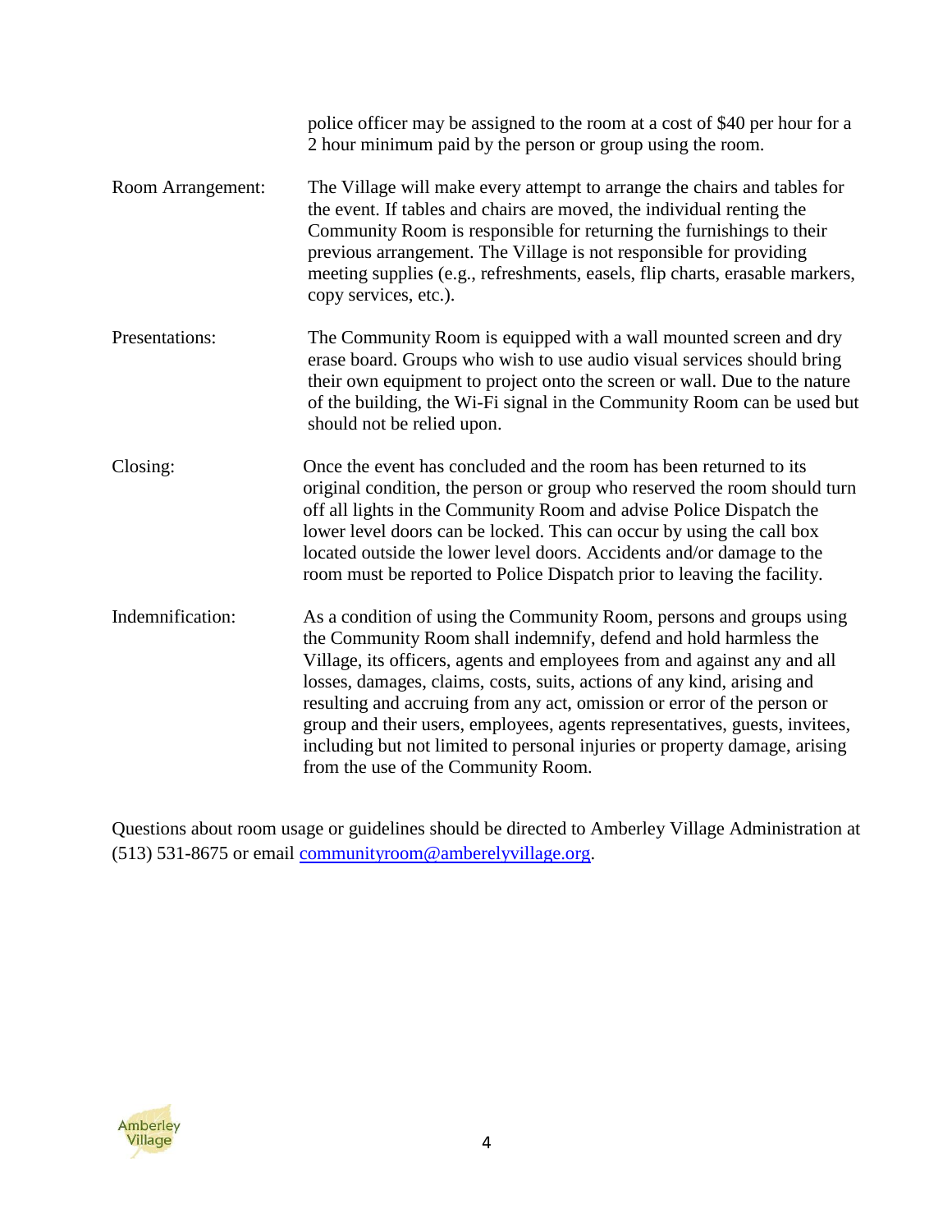police officer may be assigned to the room at a cost of $40 per hour for a 2 hour minimum paid by the person or group using the room.

| | |
|---|---|
| Room Arrangement: | The Village will make every attempt to arrange the chairs and tables for the event. If tables and chairs are moved, the individual renting the Community Room is responsible for returning the furnishings to their previous arrangement. The Village is not responsible for providing meeting supplies (e.g., refreshments, easels, flip charts, erasable markers, copy services, etc.). |
| Presentations: | The Community Room is equipped with a wall mounted screen and dry erase board. Groups who wish to use audio visual services should bring their own equipment to project onto the screen or wall. Due to the nature of the building, the Wi-Fi signal in the Community Room can be used but should not be relied upon. |
| Closing: | Once the event has concluded and the room has been returned to its original condition, the person or group who reserved the room should turn off all lights in the Community Room and advise Police Dispatch the lower level doors can be locked. This can occur by using the call box located outside the lower level doors. Accidents and/or damage to the room must be reported to Police Dispatch prior to leaving the facility. |
| Indemnification: | As a condition of using the Community Room, persons and groups using the Community Room shall indemnify, defend and hold harmless the Village, its officers, agents and employees from and against any and all losses, damages, claims, costs, suits, actions of any kind, arising and resulting and accruing from any act, omission or error of the person or group and their users, employees, agents representatives, guests, invitees, including but not limited to personal injuries or property damage, arising from the use of the Community Room. |

Questions about room usage or guidelines should be directed to Amberley Village Administration at (513) 531-8675 or email communityroom@amberelyvillage.org.